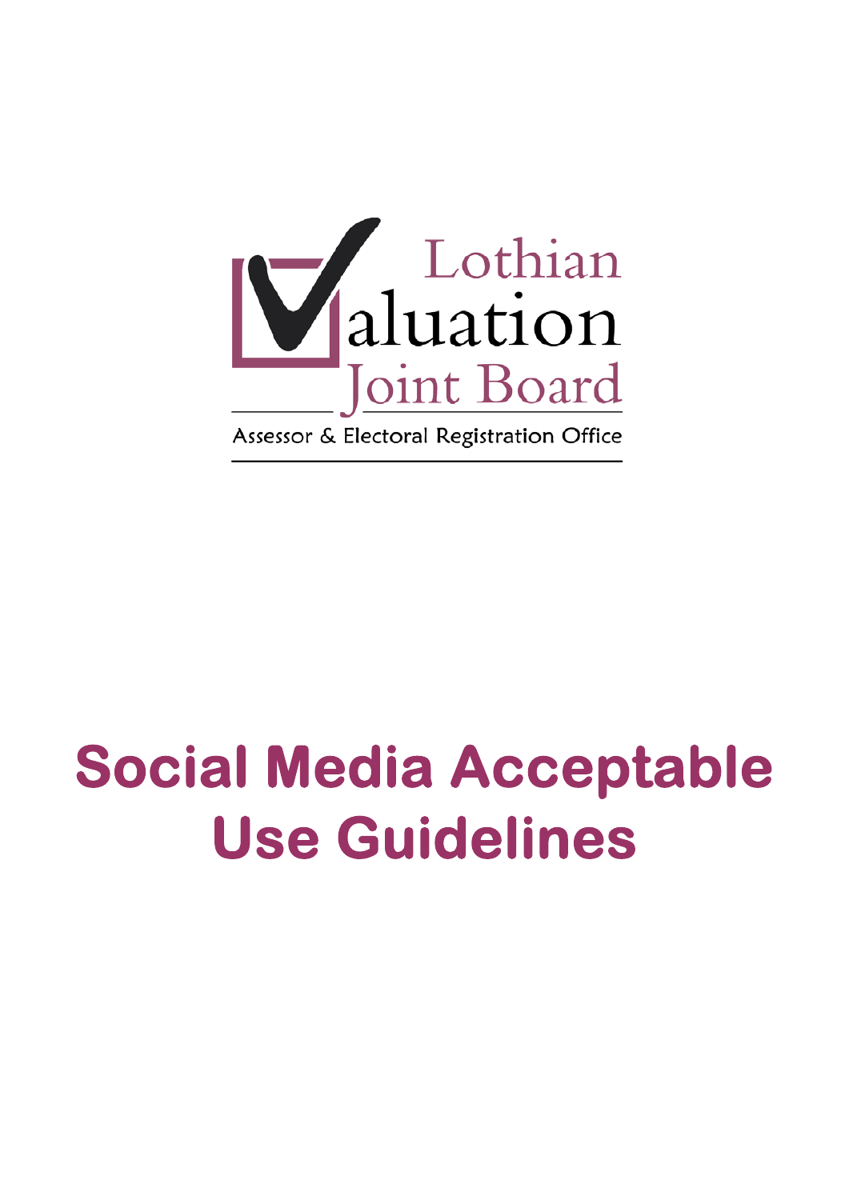Lothian Valuation Joint Board

Assessor & Electoral Registration Office

# Social Media Acceptable Use Guidelines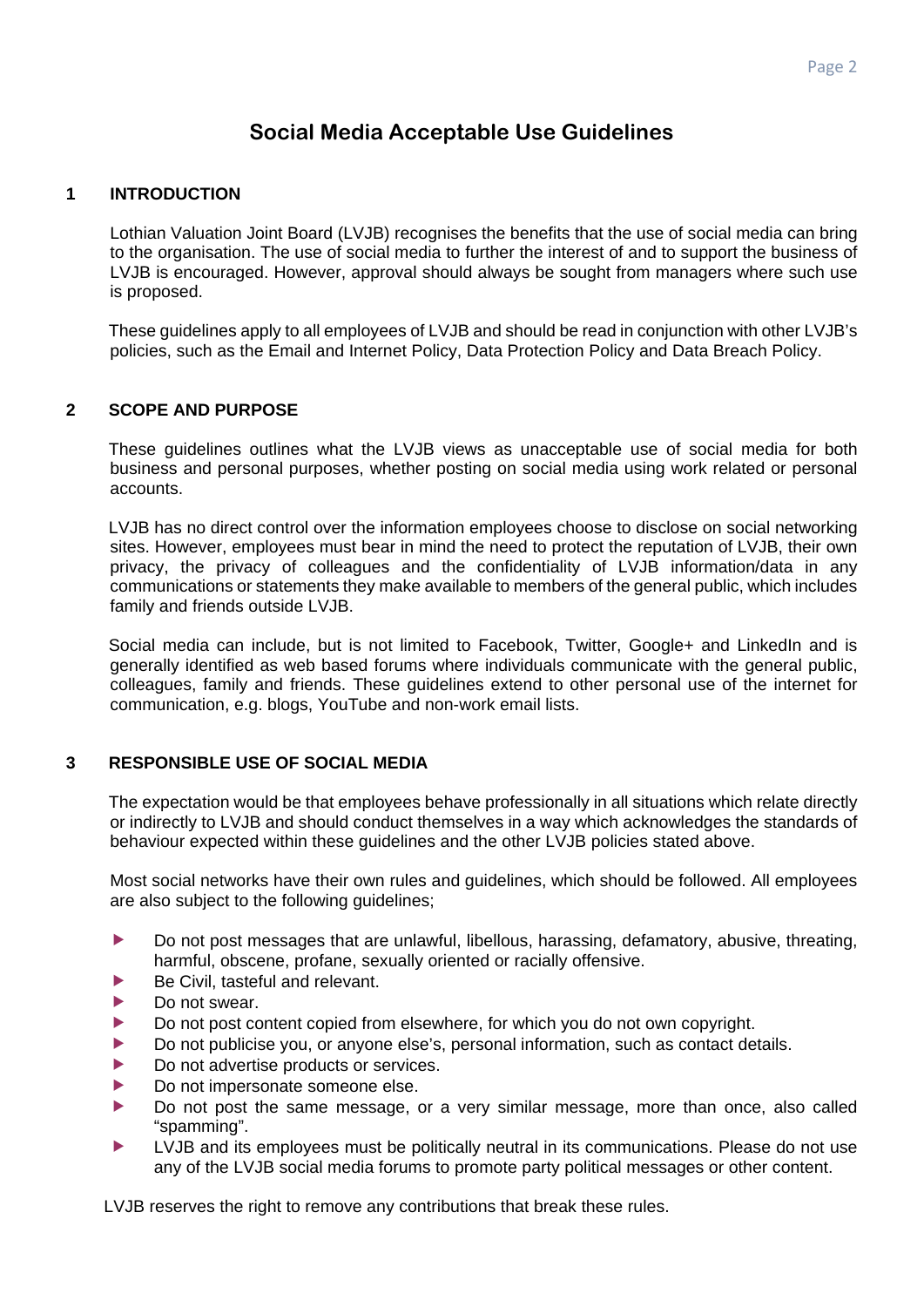# Social Media Acceptable Use Guidelines

## 1 INTRODUCTION

Lothian Valuation Joint Board (LVJB) recognises the benefits that the use of social media can bring to the organisation. The use of social media to further the interest of and to support the business of LVJB is encouraged. However, approval should always be sought from managers where such use is proposed.

These guidelines apply to all employees of LVJB and should be read in conjunction with other LVJB's policies, such as the Email and Internet Policy, Data Protection Policy and Data Breach Policy.

## 2 SCOPE AND PURPOSE

These guidelines outlines what the LVJB views as unacceptable use of social media for both business and personal purposes, whether posting on social media using work related or personal accounts.

LVJB has no direct control over the information employees choose to disclose on social networking sites. However, employees must bear in mind the need to protect the reputation of LVJB, their own privacy, the privacy of colleagues and the confidentiality of LVJB information/data in any communications or statements they make available to members of the general public, which includes family and friends outside LVJB.

Social media can include, but is not limited to Facebook, Twitter, Google+ and LinkedIn and is generally identified as web based forums where individuals communicate with the general public, colleagues, family and friends. These guidelines extend to other personal use of the internet for communication, e.g. blogs, YouTube and non-work email lists.

## 3 RESPONSIBLE USE OF SOCIAL MEDIA

The expectation would be that employees behave professionally in all situations which relate directly or indirectly to LVJB and should conduct themselves in a way which acknowledges the standards of behaviour expected within these guidelines and the other LVJB policies stated above.

Most social networks have their own rules and guidelines, which should be followed. All employees are also subject to the following guidelines;

- Do not post messages that are unlawful, libellous, harassing, defamatory, abusive, threating, harmful, obscene, profane, sexually oriented or racially offensive.
- Be Civil, tasteful and relevant.
- Do not swear.
- Do not post content copied from elsewhere, for which you do not own copyright.
- Do not publicise you, or anyone else's, personal information, such as contact details.
- Do not advertise products or services.
- Do not impersonate someone else.
- Do not post the same message, or a very similar message, more than once, also called "spamming".
- LVJB and its employees must be politically neutral in its communications. Please do not use any of the LVJB social media forums to promote party political messages or other content.

LVJB reserves the right to remove any contributions that break these rules.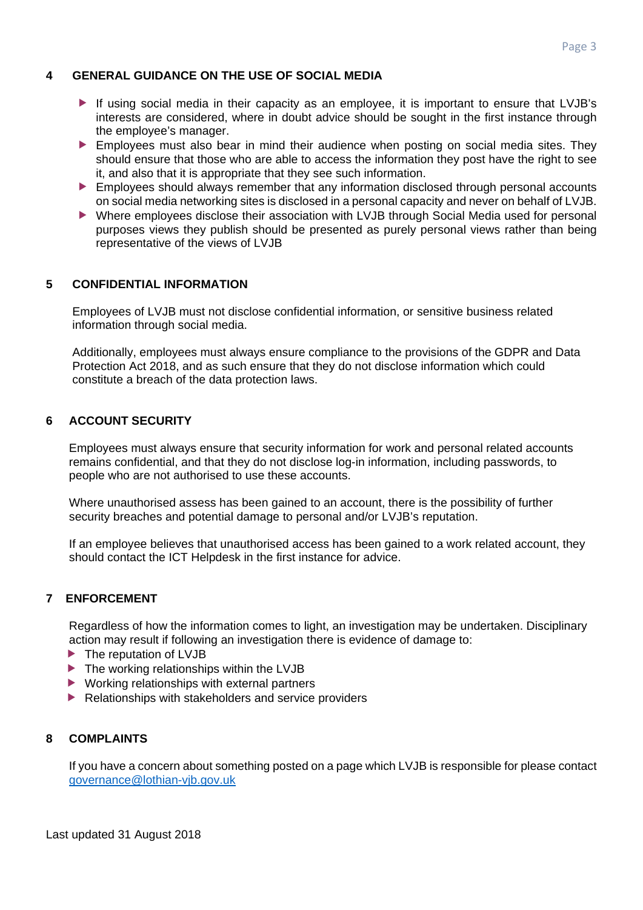## 4 GENERAL GUIDANCE ON THE USE OF SOCIAL MEDIA

- If using social media in their capacity as an employee, it is important to ensure that LVJB's interests are considered, where in doubt advice should be sought in the first instance through the employee's manager.
- Employees must also bear in mind their audience when posting on social media sites. They should ensure that those who are able to access the information they post have the right to see it, and also that it is appropriate that they see such information.
- Employees should always remember that any information disclosed through personal accounts on social media networking sites is disclosed in a personal capacity and never on behalf of LVJB.
- Where employees disclose their association with LVJB through Social Media used for personal purposes views they publish should be presented as purely personal views rather than being representative of the views of LVJB

## 5 CONFIDENTIAL INFORMATION

Employees of LVJB must not disclose confidential information, or sensitive business related information through social media.

Additionally, employees must always ensure compliance to the provisions of the GDPR and Data Protection Act 2018, and as such ensure that they do not disclose information which could constitute a breach of the data protection laws.

## 6 ACCOUNT SECURITY

Employees must always ensure that security information for work and personal related accounts remains confidential, and that they do not disclose log-in information, including passwords, to people who are not authorised to use these accounts.

Where unauthorised assess has been gained to an account, there is the possibility of further security breaches and potential damage to personal and/or LVJB's reputation.

If an employee believes that unauthorised access has been gained to a work related account, they should contact the ICT Helpdesk in the first instance for advice.

## 7 ENFORCEMENT

Regardless of how the information comes to light, an investigation may be undertaken. Disciplinary action may result if following an investigation there is evidence of damage to:

- The reputation of LVJB
- The working relationships within the LVJB
- Working relationships with external partners
- Relationships with stakeholders and service providers

## 8 COMPLAINTS

If you have a concern about something posted on a page which LVJB is responsible for please contact governance@lothian-vjb.gov.uk

Last updated 31 August 2018